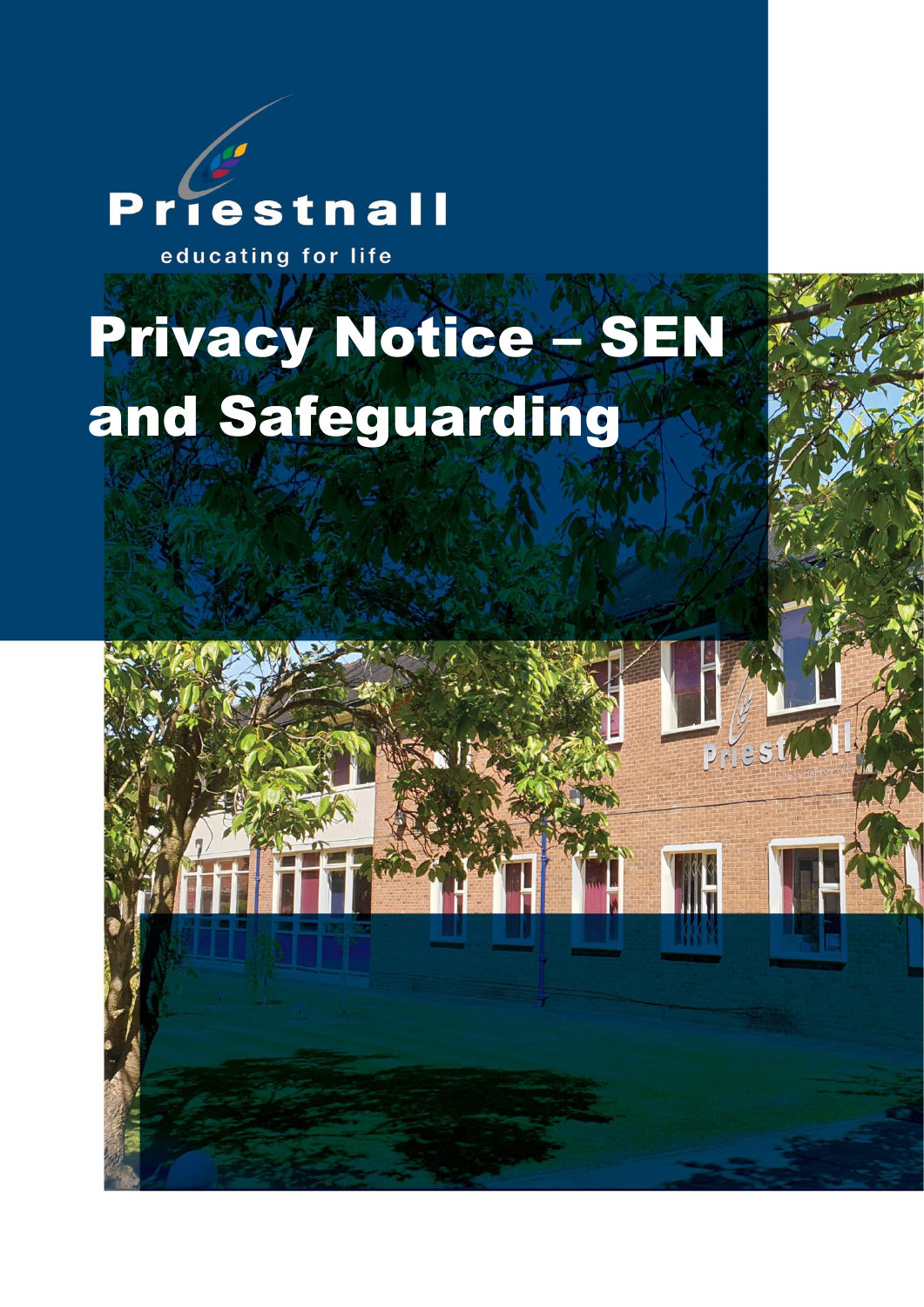Priestnall

educating for life

# Privacy Notice – SEN and Safeguarding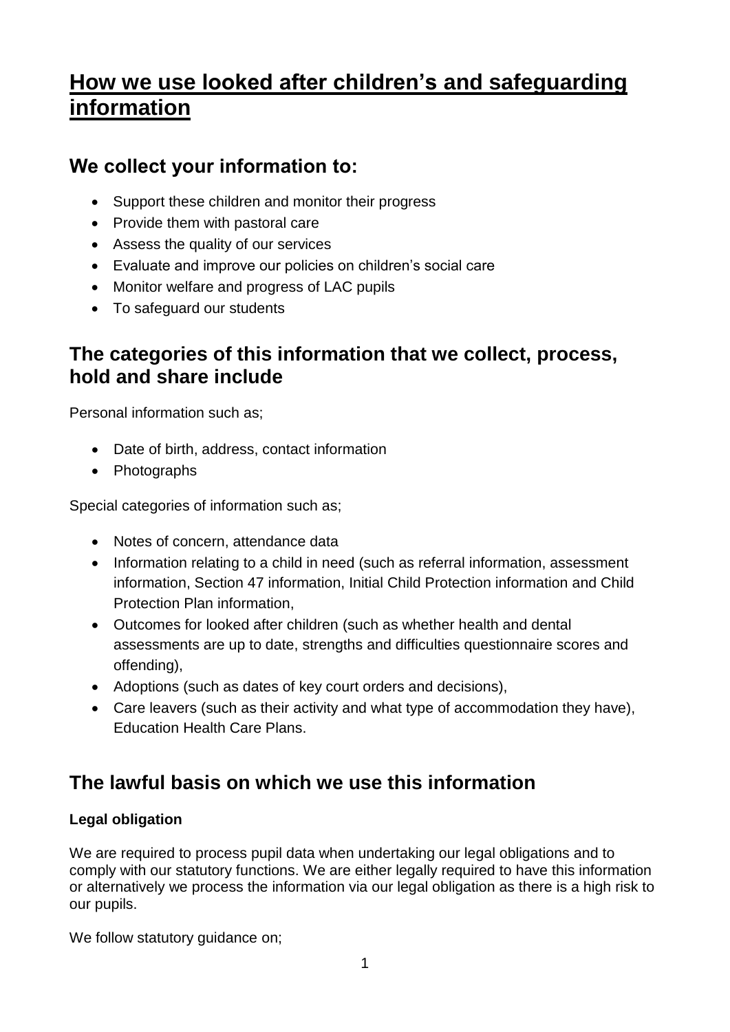# How we use looked after children's and safeguarding information

## We collect your information to:

- Support these children and monitor their progress
- Provide them with pastoral care
- Assess the quality of our services
- Evaluate and improve our policies on children's social care
- Monitor welfare and progress of LAC pupils
- To safeguard our students

## The categories of this information that we collect, process, hold and share include

Personal information such as;

- Date of birth, address, contact information
- Photographs

Special categories of information such as;

- Notes of concern, attendance data
- Information relating to a child in need (such as referral information, assessment information, Section 47 information, Initial Child Protection information and Child Protection Plan information,
- Outcomes for looked after children (such as whether health and dental assessments are up to date, strengths and difficulties questionnaire scores and offending),
- Adoptions (such as dates of key court orders and decisions),
- Care leavers (such as their activity and what type of accommodation they have), Education Health Care Plans.

## The lawful basis on which we use this information

**Legal obligation**

We are required to process pupil data when undertaking our legal obligations and to comply with our statutory functions. We are either legally required to have this information or alternatively we process the information via our legal obligation as there is a high risk to our pupils.

We follow statutory guidance on;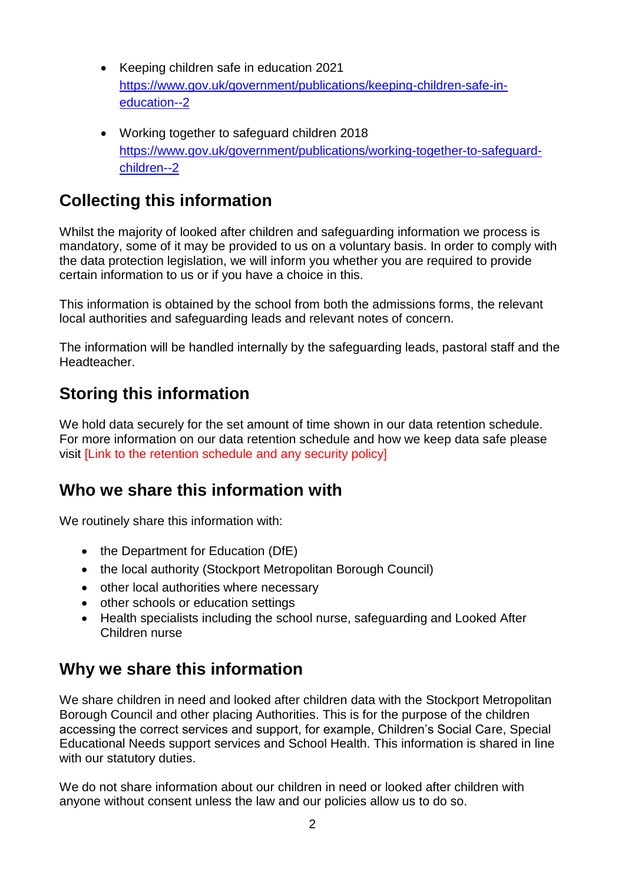- Keeping children safe in education 2021 https://www.gov.uk/government/publications/keeping-children-safe-in-education--2

- Working together to safeguard children 2018 https://www.gov.uk/government/publications/working-together-to-safeguard-children--2

## Collecting this information

Whilst the majority of looked after children and safeguarding information we process is mandatory, some of it may be provided to us on a voluntary basis. In order to comply with the data protection legislation, we will inform you whether you are required to provide certain information to us or if you have a choice in this.

This information is obtained by the school from both the admissions forms, the relevant local authorities and safeguarding leads and relevant notes of concern.

The information will be handled internally by the safeguarding leads, pastoral staff and the Headteacher.

## Storing this information

We hold data securely for the set amount of time shown in our data retention schedule. For more information on our data retention schedule and how we keep data safe please visit [Link to the retention schedule and any security policy]

## Who we share this information with

We routinely share this information with:

- the Department for Education (DfE)
- the local authority (Stockport Metropolitan Borough Council)
- other local authorities where necessary
- other schools or education settings
- Health specialists including the school nurse, safeguarding and Looked After Children nurse

## Why we share this information

We share children in need and looked after children data with the Stockport Metropolitan Borough Council and other placing Authorities. This is for the purpose of the children accessing the correct services and support, for example, Children's Social Care, Special Educational Needs support services and School Health. This information is shared in line with our statutory duties.

We do not share information about our children in need or looked after children with anyone without consent unless the law and our policies allow us to do so.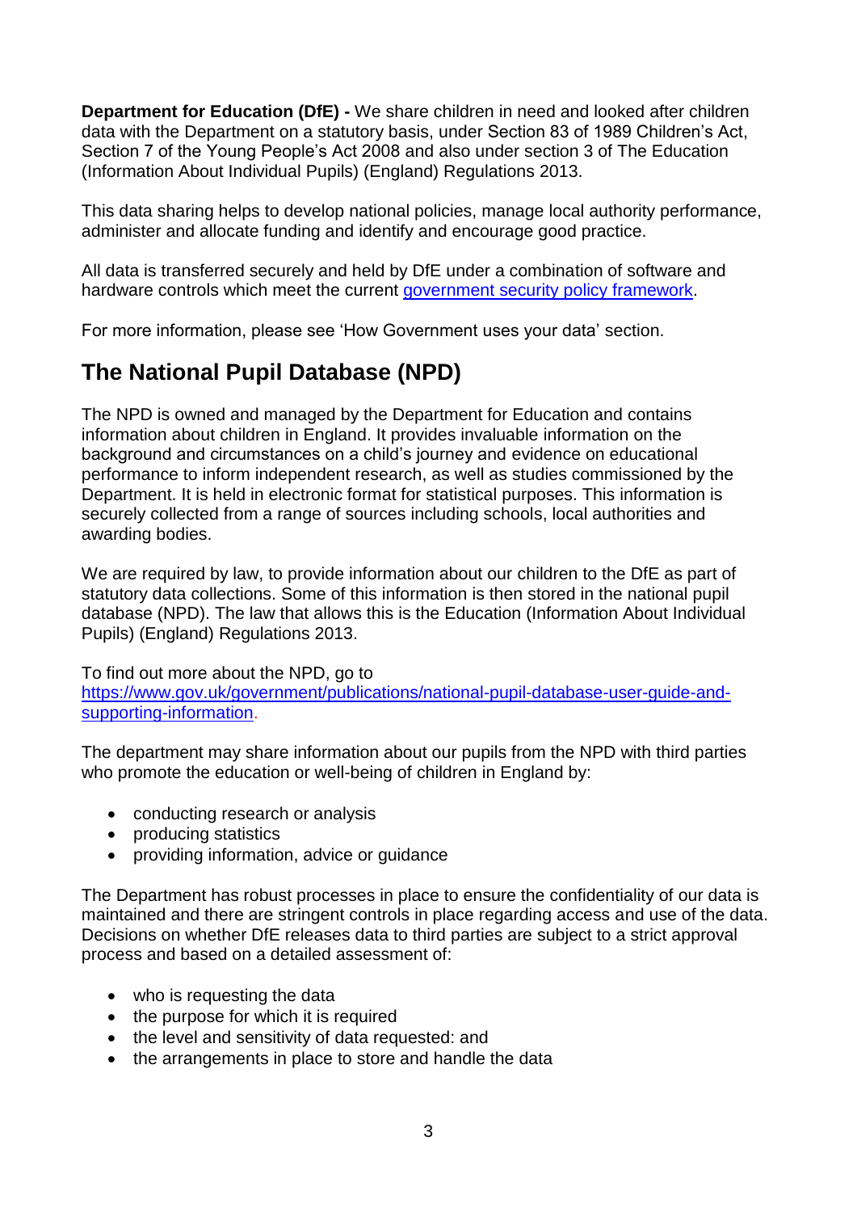**Department for Education (DfE) -** We share children in need and looked after children data with the Department on a statutory basis, under Section 83 of 1989 Children's Act, Section 7 of the Young People's Act 2008 and also under section 3 of The Education (Information About Individual Pupils) (England) Regulations 2013.

This data sharing helps to develop national policies, manage local authority performance, administer and allocate funding and identify and encourage good practice.

All data is transferred securely and held by DfE under a combination of software and hardware controls which meet the current [government security policy framework](government security policy framework).

For more information, please see 'How Government uses your data' section.

## The National Pupil Database (NPD)

The NPD is owned and managed by the Department for Education and contains information about children in England. It provides invaluable information on the background and circumstances on a child's journey and evidence on educational performance to inform independent research, as well as studies commissioned by the Department. It is held in electronic format for statistical purposes. This information is securely collected from a range of sources including schools, local authorities and awarding bodies.

We are required by law, to provide information about our children to the DfE as part of statutory data collections. Some of this information is then stored in the national pupil database (NPD). The law that allows this is the Education (Information About Individual Pupils) (England) Regulations 2013.

To find out more about the NPD, go to [https://www.gov.uk/government/publications/national-pupil-database-user-guide-and-supporting-information](https://www.gov.uk/government/publications/national-pupil-database-user-guide-and-supporting-information).

The department may share information about our pupils from the NPD with third parties who promote the education or well-being of children in England by:

- conducting research or analysis
- producing statistics
- providing information, advice or guidance

The Department has robust processes in place to ensure the confidentiality of our data is maintained and there are stringent controls in place regarding access and use of the data. Decisions on whether DfE releases data to third parties are subject to a strict approval process and based on a detailed assessment of:

- who is requesting the data
- the purpose for which it is required
- the level and sensitivity of data requested: and
- the arrangements in place to store and handle the data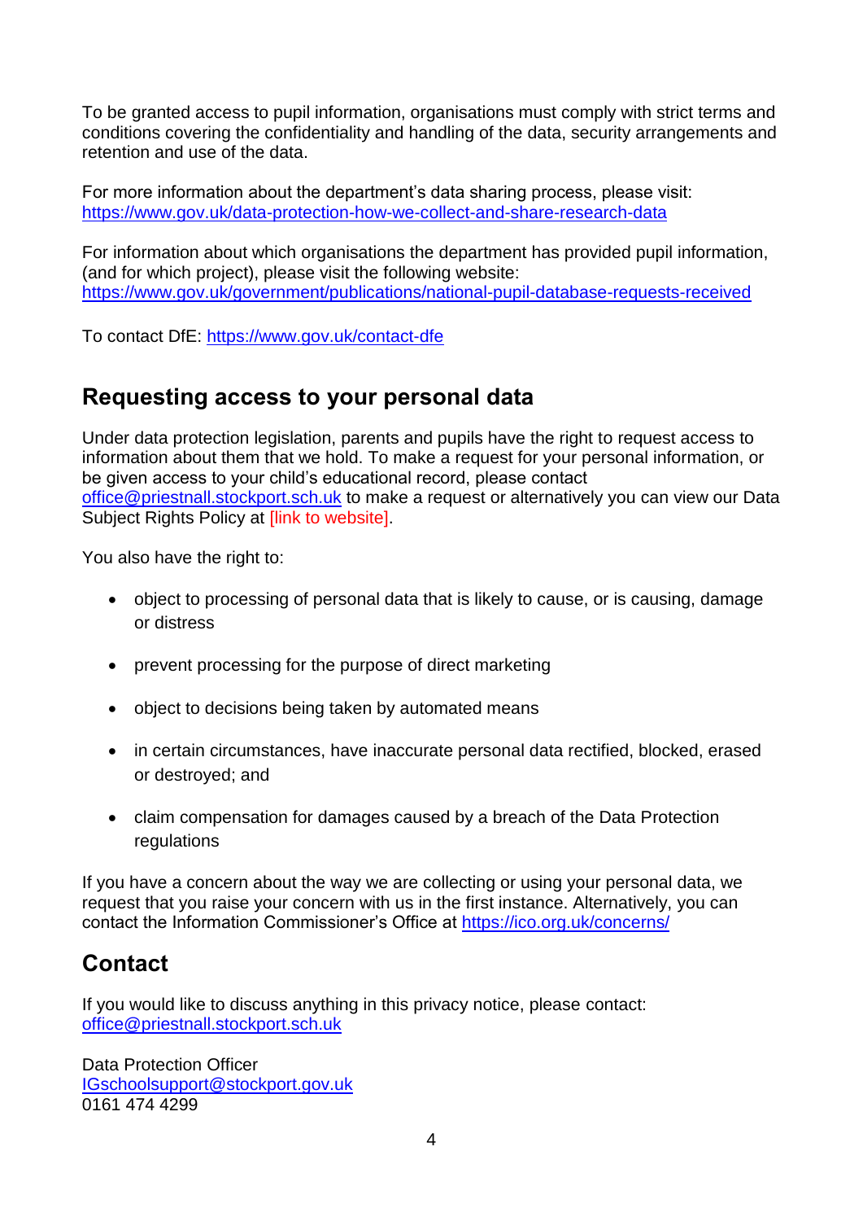To be granted access to pupil information, organisations must comply with strict terms and conditions covering the confidentiality and handling of the data, security arrangements and retention and use of the data.

For more information about the department's data sharing process, please visit: https://www.gov.uk/data-protection-how-we-collect-and-share-research-data

For information about which organisations the department has provided pupil information, (and for which project), please visit the following website: https://www.gov.uk/government/publications/national-pupil-database-requests-received

To contact DfE: https://www.gov.uk/contact-dfe

## Requesting access to your personal data

Under data protection legislation, parents and pupils have the right to request access to information about them that we hold. To make a request for your personal information, or be given access to your child's educational record, please contact office@priestnall.stockport.sch.uk to make a request or alternatively you can view our Data Subject Rights Policy at [link to website].

You also have the right to:

- object to processing of personal data that is likely to cause, or is causing, damage or distress
- prevent processing for the purpose of direct marketing
- object to decisions being taken by automated means
- in certain circumstances, have inaccurate personal data rectified, blocked, erased or destroyed; and
- claim compensation for damages caused by a breach of the Data Protection regulations

If you have a concern about the way we are collecting or using your personal data, we request that you raise your concern with us in the first instance. Alternatively, you can contact the Information Commissioner's Office at https://ico.org.uk/concerns/

## Contact

If you would like to discuss anything in this privacy notice, please contact: office@priestnall.stockport.sch.uk

Data Protection Officer
IGschoolsupport@stockport.gov.uk
0161 474 4299